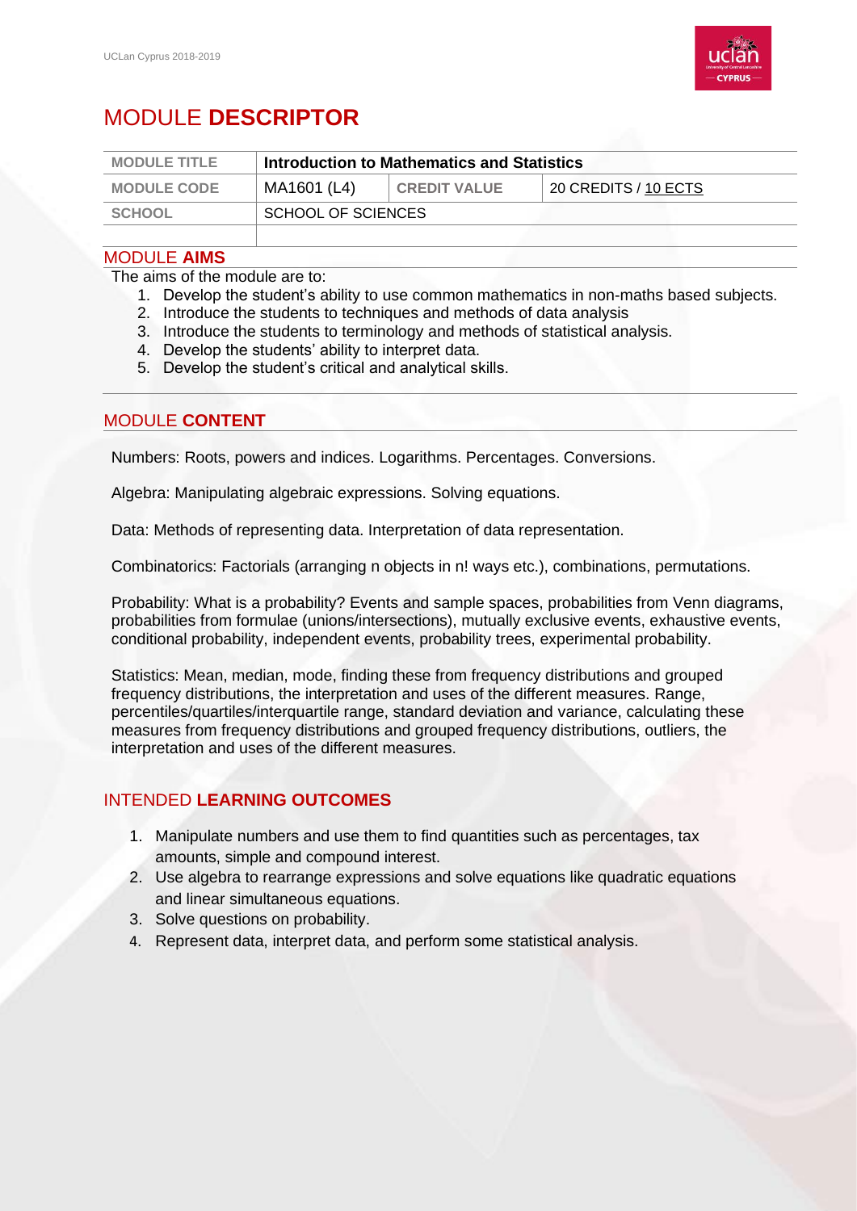# MODULE **DESCRIPTOR**

| MODULE TITLE | Introduction to Mathematics and Statistics | | |
|---|---|---|---|
| MODULE CODE | MA1601 (L4) | CREDIT VALUE | 20 CREDITS / 10 ECTS |
| SCHOOL | SCHOOL OF SCIENCES | | |

## MODULE **AIMS**

The aims of the module are to:

1. Develop the student's ability to use common mathematics in non-maths based subjects.
2. Introduce the students to techniques and methods of data analysis
3. Introduce the students to terminology and methods of statistical analysis.
4. Develop the students' ability to interpret data.
5. Develop the student's critical and analytical skills.

## MODULE **CONTENT**

Numbers: Roots, powers and indices. Logarithms. Percentages. Conversions.

Algebra: Manipulating algebraic expressions. Solving equations.

Data: Methods of representing data. Interpretation of data representation.

Combinatorics: Factorials (arranging n objects in n! ways etc.), combinations, permutations.

Probability: What is a probability? Events and sample spaces, probabilities from Venn diagrams, probabilities from formulae (unions/intersections), mutually exclusive events, exhaustive events, conditional probability, independent events, probability trees, experimental probability.

Statistics: Mean, median, mode, finding these from frequency distributions and grouped frequency distributions, the interpretation and uses of the different measures. Range, percentiles/quartiles/interquartile range, standard deviation and variance, calculating these measures from frequency distributions and grouped frequency distributions, outliers, the interpretation and uses of the different measures.

## INTENDED **LEARNING OUTCOMES**

1. Manipulate numbers and use them to find quantities such as percentages, tax amounts, simple and compound interest.
2. Use algebra to rearrange expressions and solve equations like quadratic equations and linear simultaneous equations.
3. Solve questions on probability.
4. Represent data, interpret data, and perform some statistical analysis.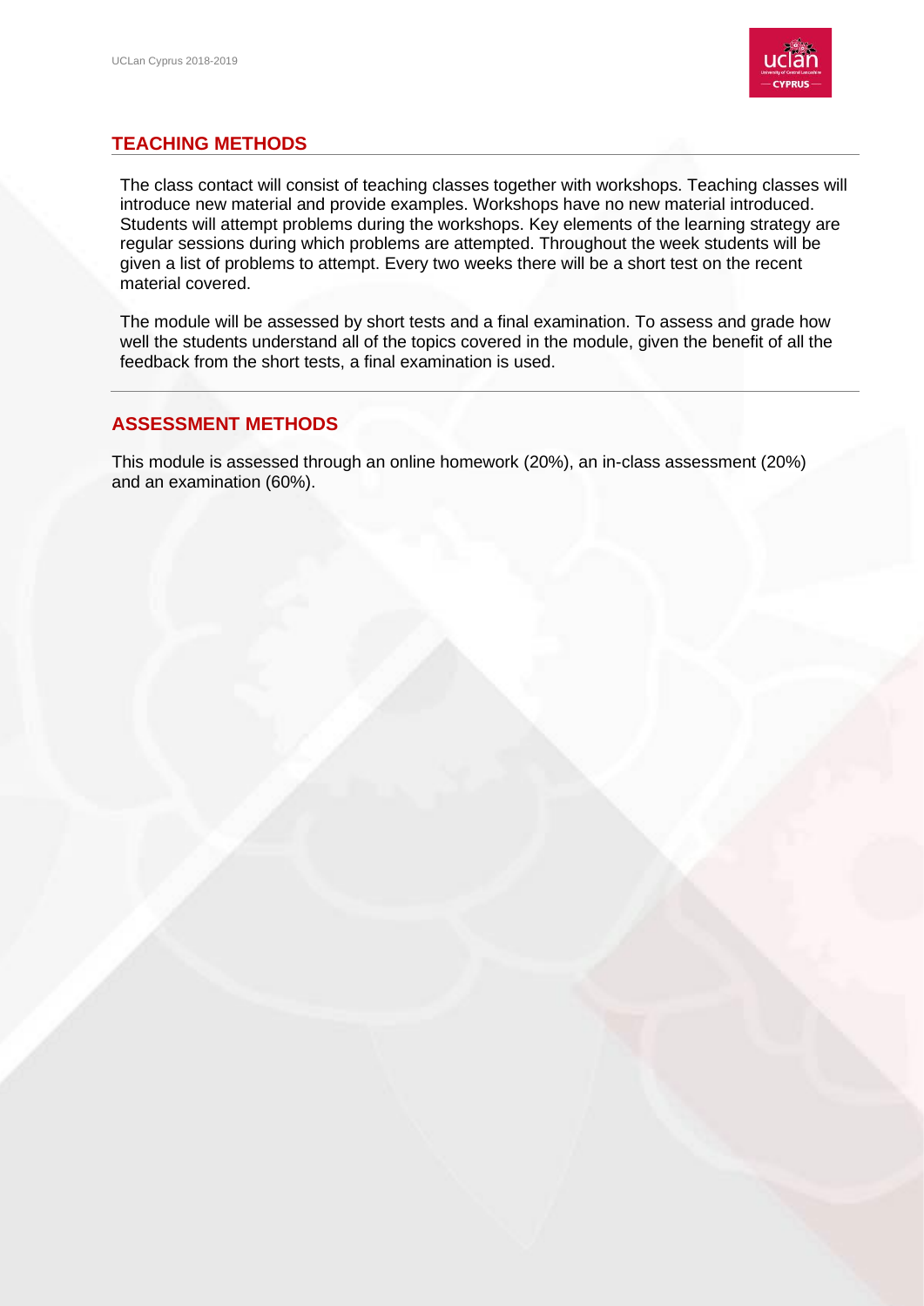## TEACHING METHODS

The class contact will consist of teaching classes together with workshops. Teaching classes will introduce new material and provide examples. Workshops have no new material introduced. Students will attempt problems during the workshops. Key elements of the learning strategy are regular sessions during which problems are attempted. Throughout the week students will be given a list of problems to attempt. Every two weeks there will be a short test on the recent material covered.

The module will be assessed by short tests and a final examination. To assess and grade how well the students understand all of the topics covered in the module, given the benefit of all the feedback from the short tests, a final examination is used.

## ASSESSMENT METHODS

This module is assessed through an online homework (20%), an in-class assessment (20%) and an examination (60%).